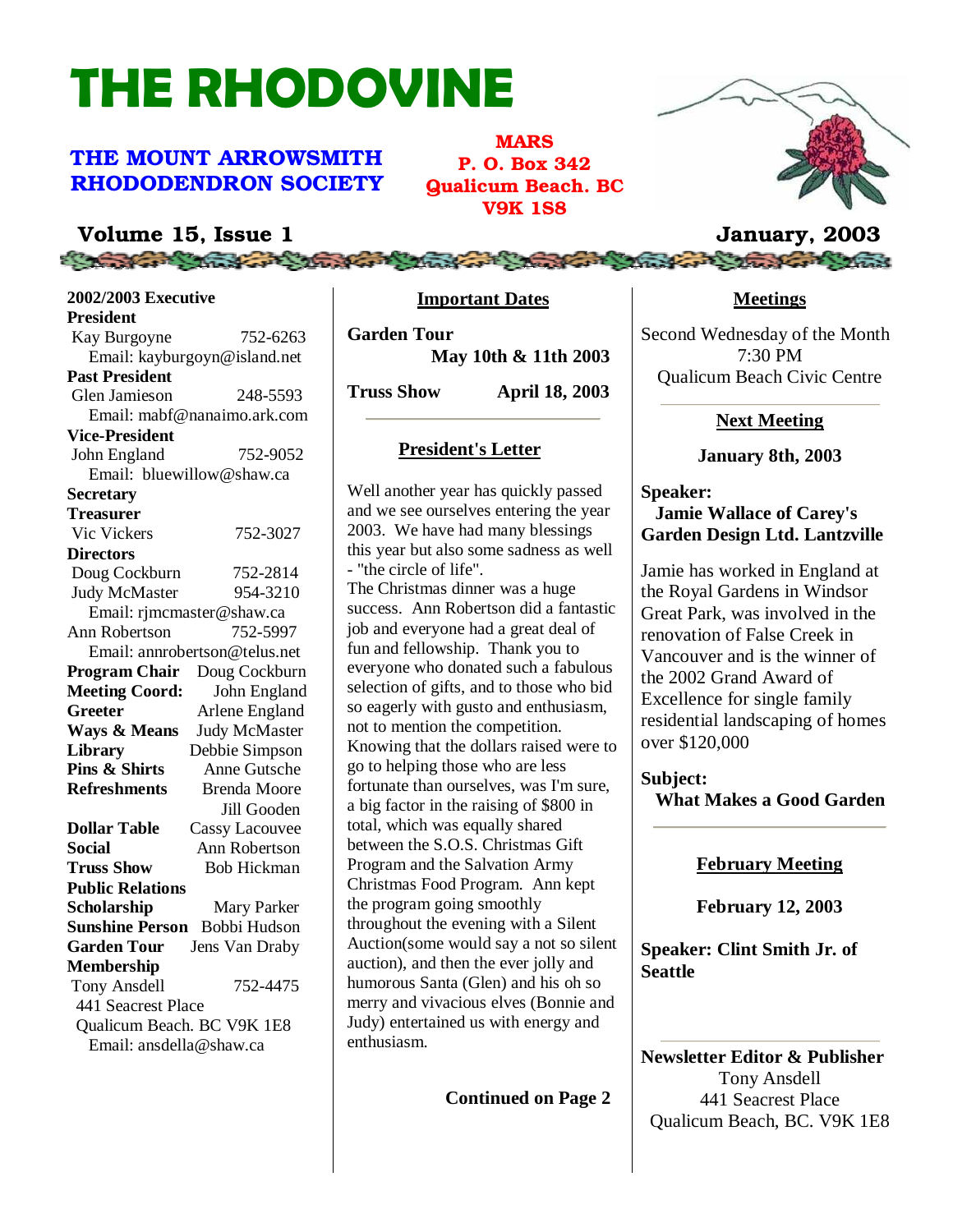# THE RHODOVINE

## THE MOUNT ARROWSMITH RHODODENDRON SOCIETY

**MARS**
**P. O. Box 342**
**Qualicum Beach. BC**
**V9K 1S8**

**Volume 15, Issue 1** — **January, 2003**

**2002/2003 Executive**

**President**
Kay Burgoyne 752-6263
Email: kayburgoyn@island.net

**Past President**
Glen Jamieson 248-5593
Email: mabf@nanaimo.ark.com

**Vice-President**
John England 752-9052
Email: bluewillow@shaw.ca

**Secretary**

**Treasurer**
Vic Vickers 752-3027

**Directors**
Doug Cockburn 752-2814
Judy McMaster 954-3210
Email: rjmcmaster@shaw.ca
Ann Robertson 752-5997
Email: annrobertson@telus.net

**Program Chair** Doug Cockburn
**Meeting Coord:** John England
**Greeter** Arlene England
**Ways & Means** Judy McMaster
**Library** Debbie Simpson
**Pins & Shirts** Anne Gutsche
**Refreshments** Brenda Moore, Jill Gooden
**Dollar Table** Cassy Lacouvee
**Social** Ann Robertson
**Truss Show** Bob Hickman
**Public Relations**
**Scholarship** Mary Parker
**Sunshine Person** Bobbi Hudson
**Garden Tour** Jens Van Draby
**Membership**
Tony Ansdell 752-4475
441 Seacrest Place
Qualicum Beach. BC V9K 1E8
Email: ansdella@shaw.ca

## Important Dates

**Garden Tour** **May 10th & 11th 2003**

**Truss Show** **April 18, 2003**

## President's Letter

Well another year has quickly passed and we see ourselves entering the year 2003. We have had many blessings this year but also some sadness as well - "the circle of life".
The Christmas dinner was a huge success. Ann Robertson did a fantastic job and everyone had a great deal of fun and fellowship. Thank you to everyone who donated such a fabulous selection of gifts, and to those who bid so eagerly with gusto and enthusiasm, not to mention the competition. Knowing that the dollars raised were to go to helping those who are less fortunate than ourselves, was I'm sure, a big factor in the raising of $800 in total, which was equally shared between the S.O.S. Christmas Gift Program and the Salvation Army Christmas Food Program. Ann kept the program going smoothly throughout the evening with a Silent Auction(some would say a not so silent auction), and then the ever jolly and humorous Santa (Glen) and his oh so merry and vivacious elves (Bonnie and Judy) entertained us with energy and enthusiasm.

**Continued on Page 2**

## Meetings

Second Wednesday of the Month
7:30 PM
Qualicum Beach Civic Centre

## Next Meeting

**January 8th, 2003**

**Speaker:**
**Jamie Wallace of Carey's Garden Design Ltd. Lantzville**

Jamie has worked in England at the Royal Gardens in Windsor Great Park, was involved in the renovation of False Creek in Vancouver and is the winner of the 2002 Grand Award of Excellence for single family residential landscaping of homes over $120,000

**Subject:**
**What Makes a Good Garden**

## February Meeting

**February 12, 2003**

**Speaker: Clint Smith Jr. of Seattle**

**Newsletter Editor & Publisher**
Tony Ansdell
441 Seacrest Place
Qualicum Beach, BC. V9K 1E8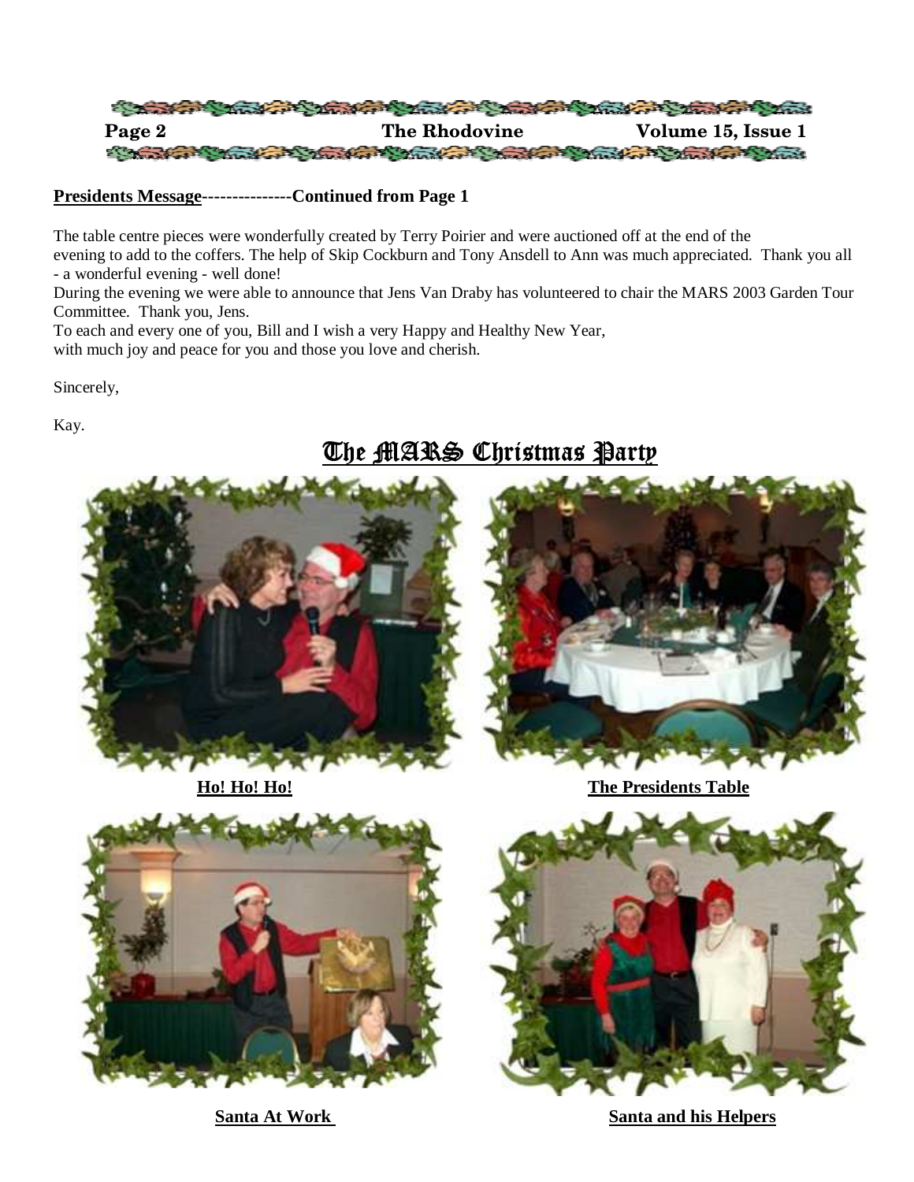**Presidents Message---------------Continued from Page 1**

The table centre pieces were wonderfully created by Terry Poirier and were auctioned off at the end of the evening to add to the coffers. The help of Skip Cockburn and Tony Ansdell to Ann was much appreciated. Thank you all - a wonderful evening - well done!

During the evening we were able to announce that Jens Van Draby has volunteered to chair the MARS 2003 Garden Tour Committee. Thank you, Jens.

To each and every one of you, Bill and I wish a very Happy and Healthy New Year, with much joy and peace for you and those you love and cherish.

Sincerely,

Kay.

## The MARS Christmas Party

**Ho! Ho! Ho!**

**The Presidents Table**

**Santa At Work**

**Santa and his Helpers**